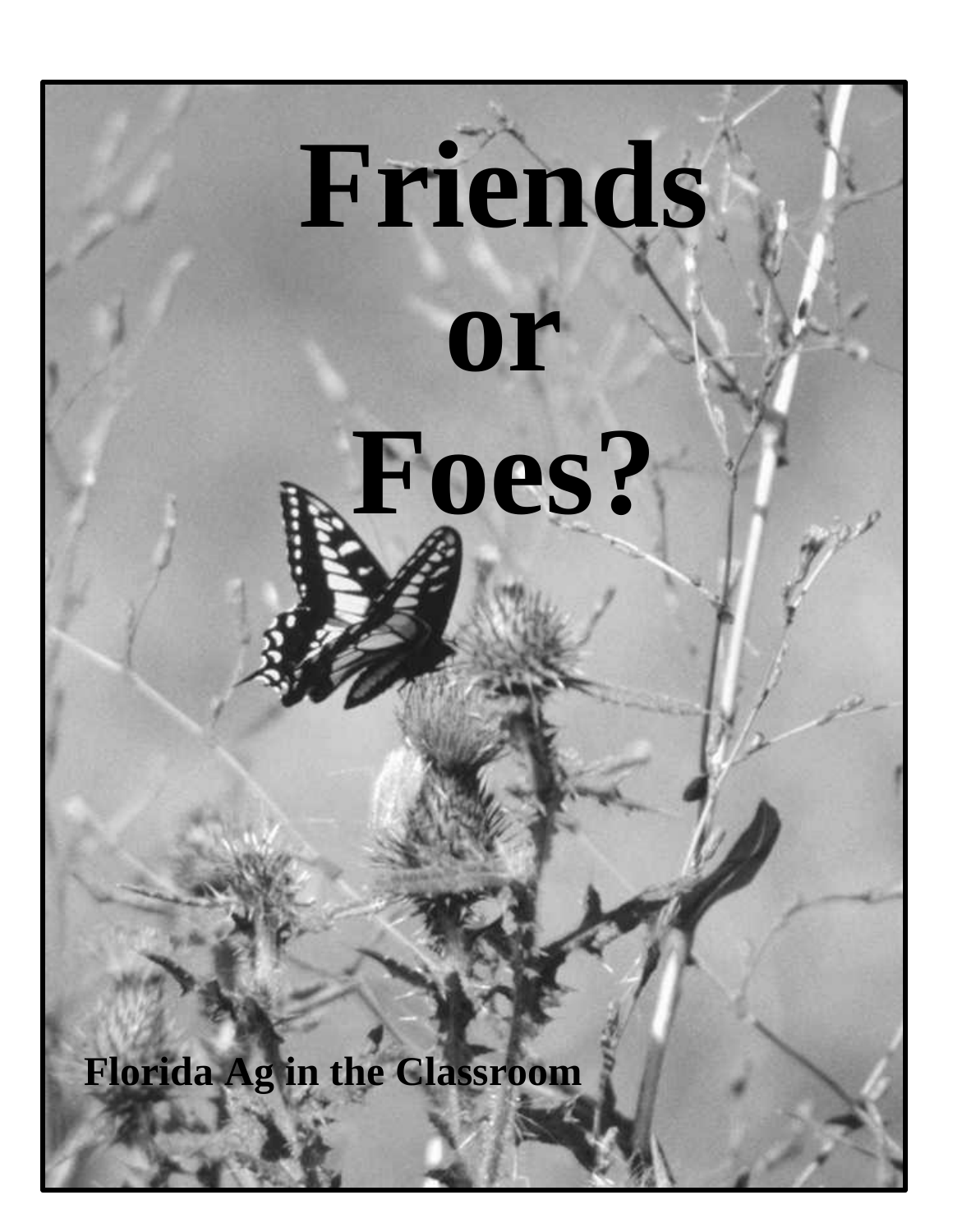# Friends or Foes?

**Florida Ag in the Classroom**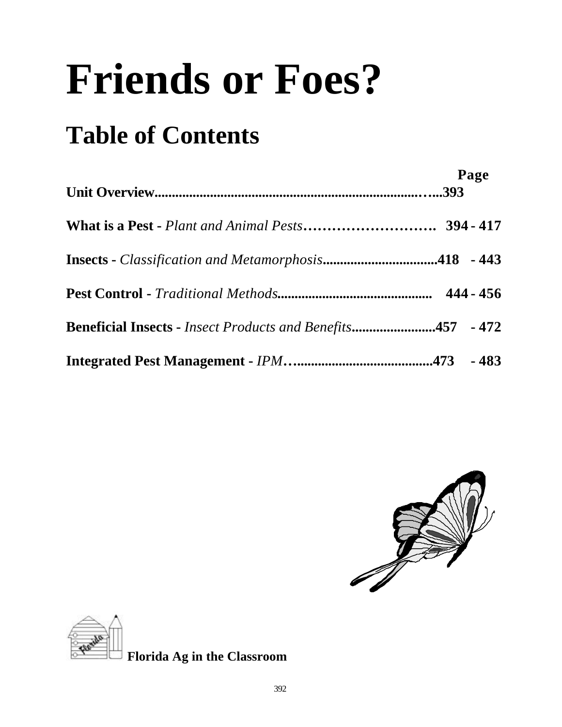# Friends or Foes?

## Table of Contents

| | Page |
|---|---|
| **Unit Overview** | **393** |
| **What is a Pest -** *Plant and Animal Pests* | **394 - 417** |
| **Insects -** *Classification and Metamorphosis* | **418 - 443** |
| **Pest Control -** *Traditional Methods* | **444 - 456** |
| **Beneficial Insects -** *Insect Products and Benefits* | **457 - 472** |
| **Integrated Pest Management -** *IPM* | **473 - 483** |

**Florida Ag in the Classroom**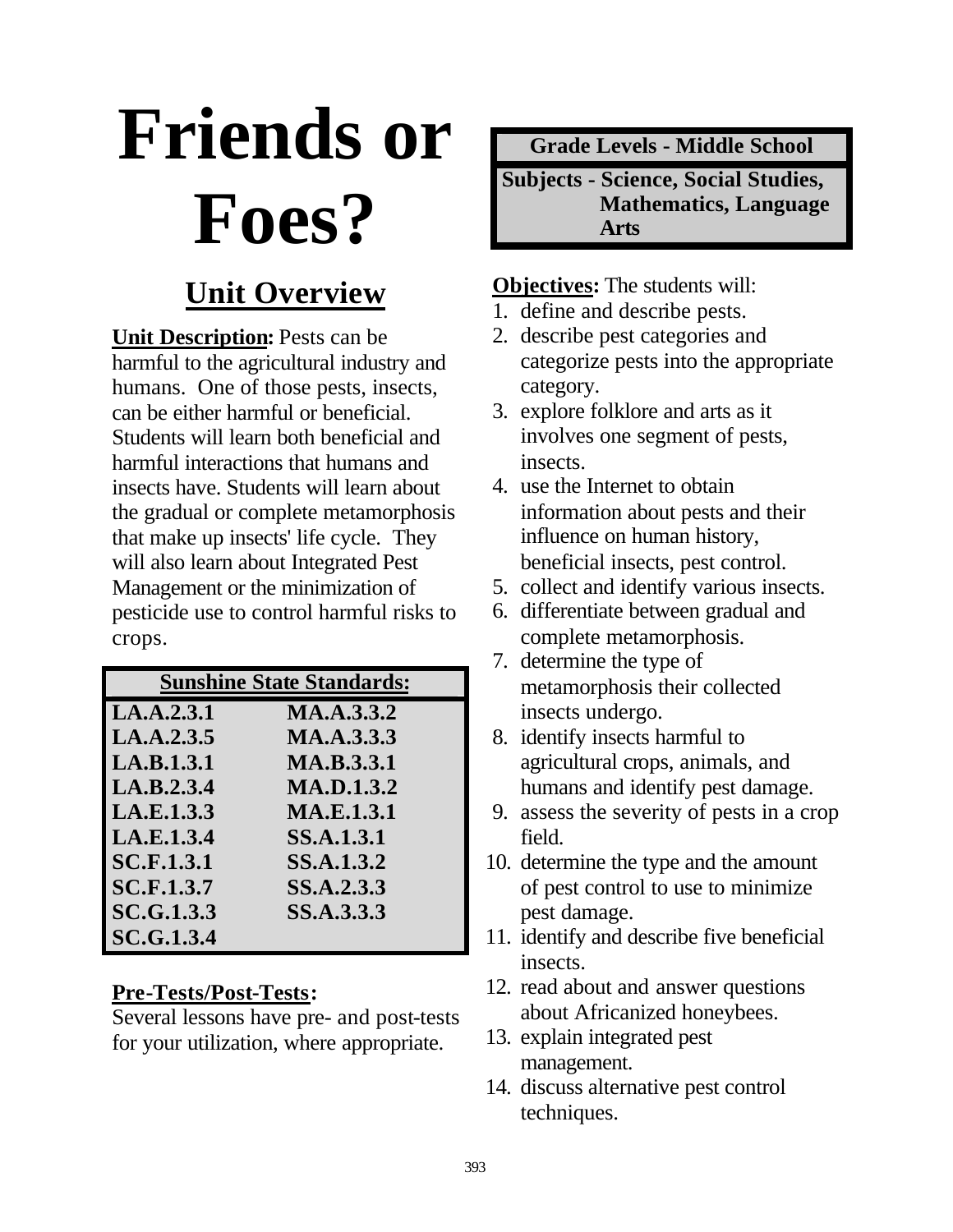# Friends or Foes?

| Grade Levels - Middle School |
|---|
| Subjects - Science, Social Studies, Mathematics, Language Arts |

## Unit Overview

**Unit Description:** Pests can be harmful to the agricultural industry and humans. One of those pests, insects, can be either harmful or beneficial. Students will learn both beneficial and harmful interactions that humans and insects have. Students will learn about the gradual or complete metamorphosis that make up insects' life cycle. They will also learn about Integrated Pest Management or the minimization of pesticide use to control harmful risks to crops.

| Sunshine State Standards: | |
|---|---|
| LA.A.2.3.1 | MA.A.3.3.2 |
| LA.A.2.3.5 | MA.A.3.3.3 |
| LA.B.1.3.1 | MA.B.3.3.1 |
| LA.B.2.3.4 | MA.D.1.3.2 |
| LA.E.1.3.3 | MA.E.1.3.1 |
| LA.E.1.3.4 | SS.A.1.3.1 |
| SC.F.1.3.1 | SS.A.1.3.2 |
| SC.F.1.3.7 | SS.A.2.3.3 |
| SC.G.1.3.3 | SS.A.3.3.3 |
| SC.G.1.3.4 | |

**Pre-Tests/Post-Tests:**
Several lessons have pre- and post-tests for your utilization, where appropriate.

**Objectives:** The students will:

1. define and describe pests.
2. describe pest categories and categorize pests into the appropriate category.
3. explore folklore and arts as it involves one segment of pests, insects.
4. use the Internet to obtain information about pests and their influence on human history, beneficial insects, pest control.
5. collect and identify various insects.
6. differentiate between gradual and complete metamorphosis.
7. determine the type of metamorphosis their collected insects undergo.
8. identify insects harmful to agricultural crops, animals, and humans and identify pest damage.
9. assess the severity of pests in a crop field.
10. determine the type and the amount of pest control to use to minimize pest damage.
11. identify and describe five beneficial insects.
12. read about and answer questions about Africanized honeybees.
13. explain integrated pest management.
14. discuss alternative pest control techniques.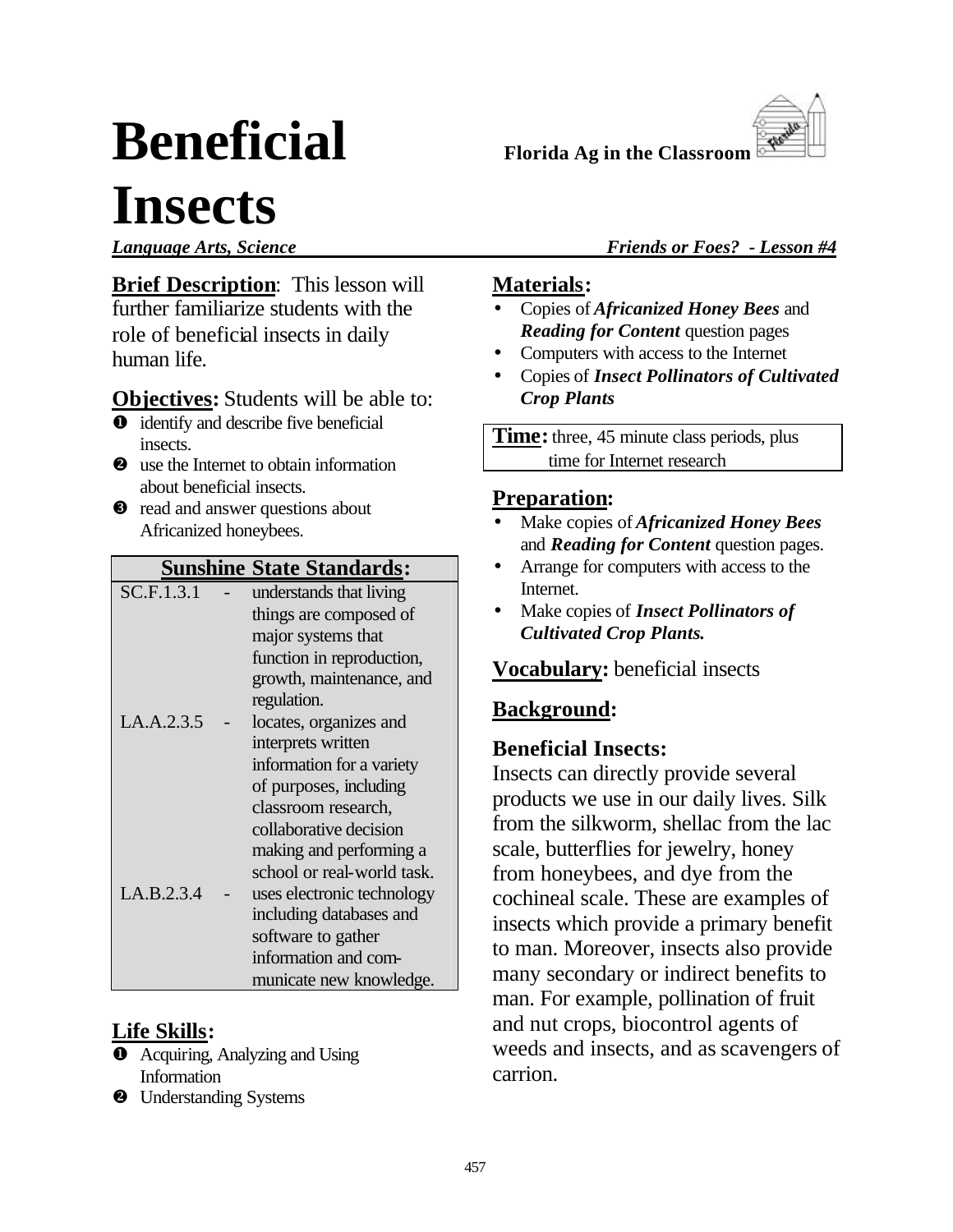# Beneficial Insects

**Florida Ag in the Classroom**

***Language Arts, Science*** ***Friends or Foes? - Lesson #4***

**Brief Description**: This lesson will further familiarize students with the role of beneficial insects in daily human life.

**Objectives:** Students will be able to:

1. identify and describe five beneficial insects.
2. use the Internet to obtain information about beneficial insects.
3. read and answer questions about Africanized honeybees.

| Sunshine State Standards: | | |
|---|---|---|
| SC.F.1.3.1 | - | understands that living things are composed of major systems that function in reproduction, growth, maintenance, and regulation. |
| LA.A.2.3.5 | - | locates, organizes and interprets written information for a variety of purposes, including classroom research, collaborative decision making and performing a school or real-world task. |
| LA.B.2.3.4 | - | uses electronic technology including databases and software to gather information and communicate new knowledge. |

**Life Skills:**

1. Acquiring, Analyzing and Using Information
2. Understanding Systems

**Materials:**

- Copies of ***Africanized Honey Bees*** and ***Reading for Content*** question pages
- Computers with access to the Internet
- Copies of ***Insect Pollinators of Cultivated Crop Plants***

**Time:** three, 45 minute class periods, plus time for Internet research

**Preparation:**

- Make copies of ***Africanized Honey Bees*** and ***Reading for Content*** question pages.
- Arrange for computers with access to the Internet.
- Make copies of ***Insect Pollinators of Cultivated Crop Plants.***

**Vocabulary:** beneficial insects

**Background:**

**Beneficial Insects:**

Insects can directly provide several products we use in our daily lives. Silk from the silkworm, shellac from the lac scale, butterflies for jewelry, honey from honeybees, and dye from the cochineal scale. These are examples of insects which provide a primary benefit to man. Moreover, insects also provide many secondary or indirect benefits to man. For example, pollination of fruit and nut crops, biocontrol agents of weeds and insects, and as scavengers of carrion.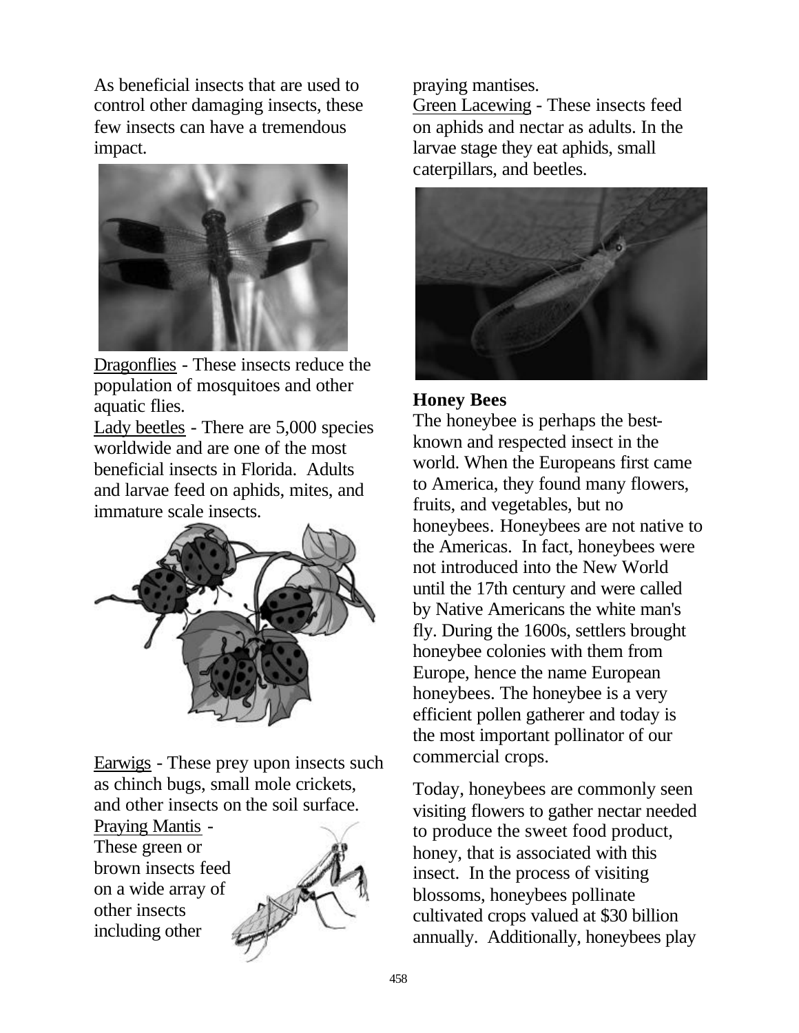As beneficial insects that are used to control other damaging insects, these few insects can have a tremendous impact.

Dragonflies - These insects reduce the population of mosquitoes and other aquatic flies.

Lady beetles - There are 5,000 species worldwide and are one of the most beneficial insects in Florida. Adults and larvae feed on aphids, mites, and immature scale insects.

Earwigs - These prey upon insects such as chinch bugs, small mole crickets, and other insects on the soil surface.

Praying Mantis - These green or brown insects feed on a wide array of other insects including other praying mantises.

Green Lacewing - These insects feed on aphids and nectar as adults. In the larvae stage they eat aphids, small caterpillars, and beetles.

**Honey Bees**

The honeybee is perhaps the best-known and respected insect in the world. When the Europeans first came to America, they found many flowers, fruits, and vegetables, but no honeybees. Honeybees are not native to the Americas. In fact, honeybees were not introduced into the New World until the 17th century and were called by Native Americans the white man's fly. During the 1600s, settlers brought honeybee colonies with them from Europe, hence the name European honeybees. The honeybee is a very efficient pollen gatherer and today is the most important pollinator of our commercial crops.

Today, honeybees are commonly seen visiting flowers to gather nectar needed to produce the sweet food product, honey, that is associated with this insect. In the process of visiting blossoms, honeybees pollinate cultivated crops valued at $30 billion annually. Additionally, honeybees play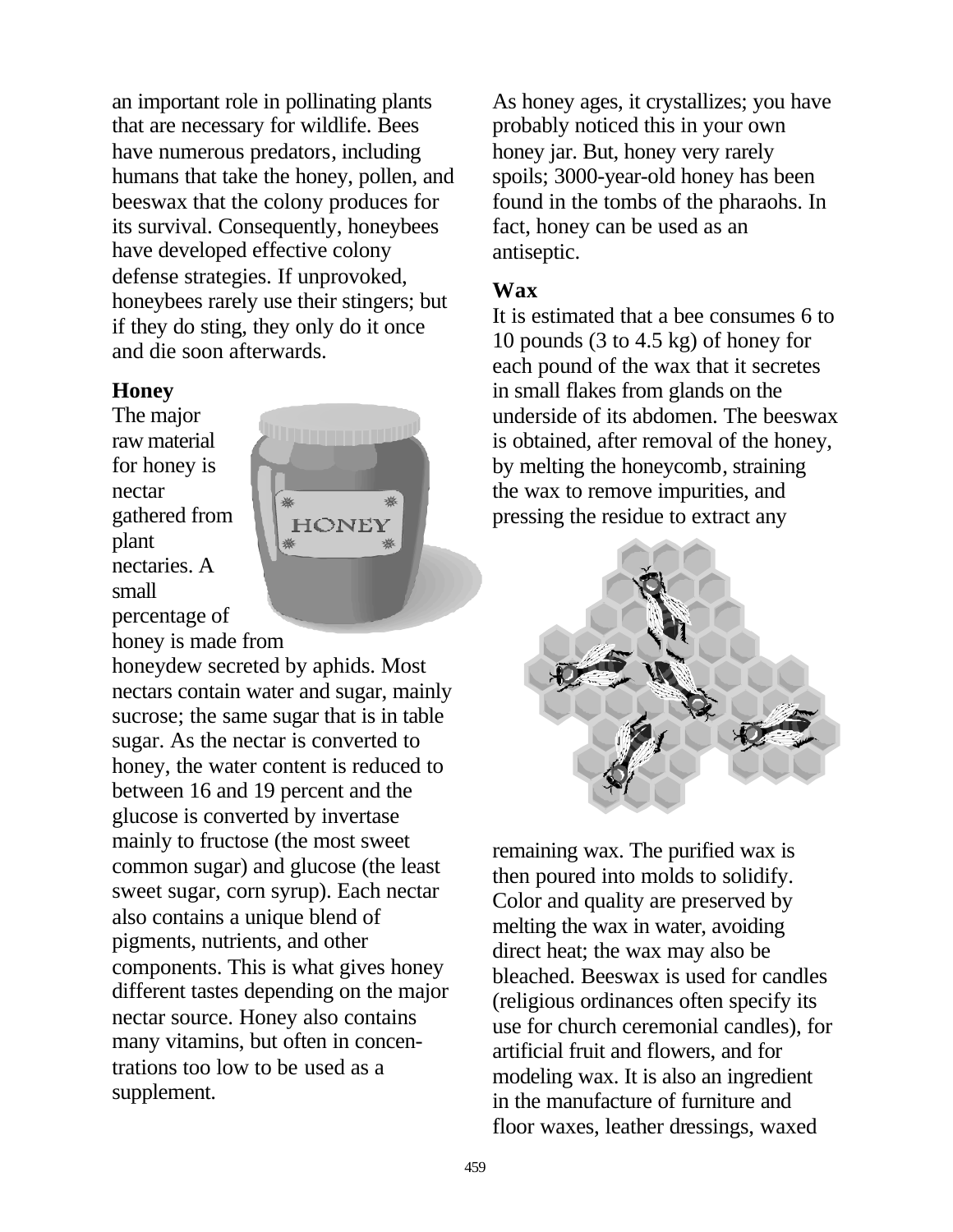an important role in pollinating plants that are necessary for wildlife. Bees have numerous predators, including humans that take the honey, pollen, and beeswax that the colony produces for its survival. Consequently, honeybees have developed effective colony defense strategies. If unprovoked, honeybees rarely use their stingers; but if they do sting, they only do it once and die soon afterwards.

### Honey

The major raw material for honey is nectar gathered from plant nectaries. A small percentage of honey is made from honeydew secreted by aphids. Most nectars contain water and sugar, mainly sucrose; the same sugar that is in table sugar. As the nectar is converted to honey, the water content is reduced to between 16 and 19 percent and the glucose is converted by invertase mainly to fructose (the most sweet common sugar) and glucose (the least sweet sugar, corn syrup). Each nectar also contains a unique blend of pigments, nutrients, and other components. This is what gives honey different tastes depending on the major nectar source. Honey also contains many vitamins, but often in concentrations too low to be used as a supplement.

As honey ages, it crystallizes; you have probably noticed this in your own honey jar. But, honey very rarely spoils; 3000-year-old honey has been found in the tombs of the pharaohs. In fact, honey can be used as an antiseptic.

### Wax

It is estimated that a bee consumes 6 to 10 pounds (3 to 4.5 kg) of honey for each pound of the wax that it secretes in small flakes from glands on the underside of its abdomen. The beeswax is obtained, after removal of the honey, by melting the honeycomb, straining the wax to remove impurities, and pressing the residue to extract any remaining wax. The purified wax is then poured into molds to solidify. Color and quality are preserved by melting the wax in water, avoiding direct heat; the wax may also be bleached. Beeswax is used for candles (religious ordinances often specify its use for church ceremonial candles), for artificial fruit and flowers, and for modeling wax. It is also an ingredient in the manufacture of furniture and floor waxes, leather dressings, waxed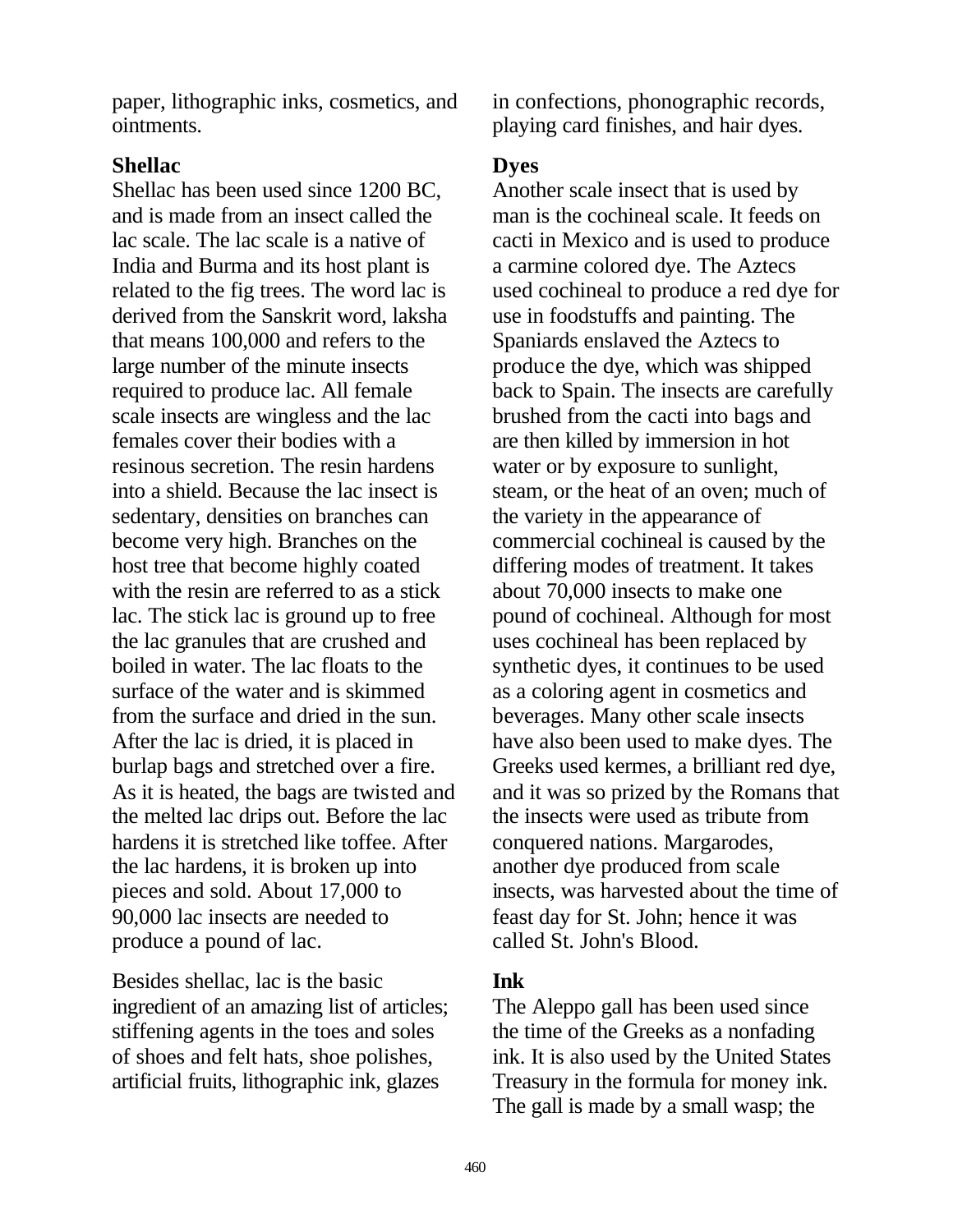paper, lithographic inks, cosmetics, and ointments.

### Shellac

Shellac has been used since 1200 BC, and is made from an insect called the lac scale. The lac scale is a native of India and Burma and its host plant is related to the fig trees. The word lac is derived from the Sanskrit word, laksha that means 100,000 and refers to the large number of the minute insects required to produce lac. All female scale insects are wingless and the lac females cover their bodies with a resinous secretion. The resin hardens into a shield. Because the lac insect is sedentary, densities on branches can become very high. Branches on the host tree that become highly coated with the resin are referred to as a stick lac. The stick lac is ground up to free the lac granules that are crushed and boiled in water. The lac floats to the surface of the water and is skimmed from the surface and dried in the sun. After the lac is dried, it is placed in burlap bags and stretched over a fire. As it is heated, the bags are twisted and the melted lac drips out. Before the lac hardens it is stretched like toffee. After the lac hardens, it is broken up into pieces and sold. About 17,000 to 90,000 lac insects are needed to produce a pound of lac.

Besides shellac, lac is the basic ingredient of an amazing list of articles; stiffening agents in the toes and soles of shoes and felt hats, shoe polishes, artificial fruits, lithographic ink, glazes in confections, phonographic records, playing card finishes, and hair dyes.

### Dyes

Another scale insect that is used by man is the cochineal scale. It feeds on cacti in Mexico and is used to produce a carmine colored dye. The Aztecs used cochineal to produce a red dye for use in foodstuffs and painting. The Spaniards enslaved the Aztecs to produce the dye, which was shipped back to Spain. The insects are carefully brushed from the cacti into bags and are then killed by immersion in hot water or by exposure to sunlight, steam, or the heat of an oven; much of the variety in the appearance of commercial cochineal is caused by the differing modes of treatment. It takes about 70,000 insects to make one pound of cochineal. Although for most uses cochineal has been replaced by synthetic dyes, it continues to be used as a coloring agent in cosmetics and beverages. Many other scale insects have also been used to make dyes. The Greeks used kermes, a brilliant red dye, and it was so prized by the Romans that the insects were used as tribute from conquered nations. Margarodes, another dye produced from scale insects, was harvested about the time of feast day for St. John; hence it was called St. John's Blood.

### Ink

The Aleppo gall has been used since the time of the Greeks as a nonfading ink. It is also used by the United States Treasury in the formula for money ink. The gall is made by a small wasp; the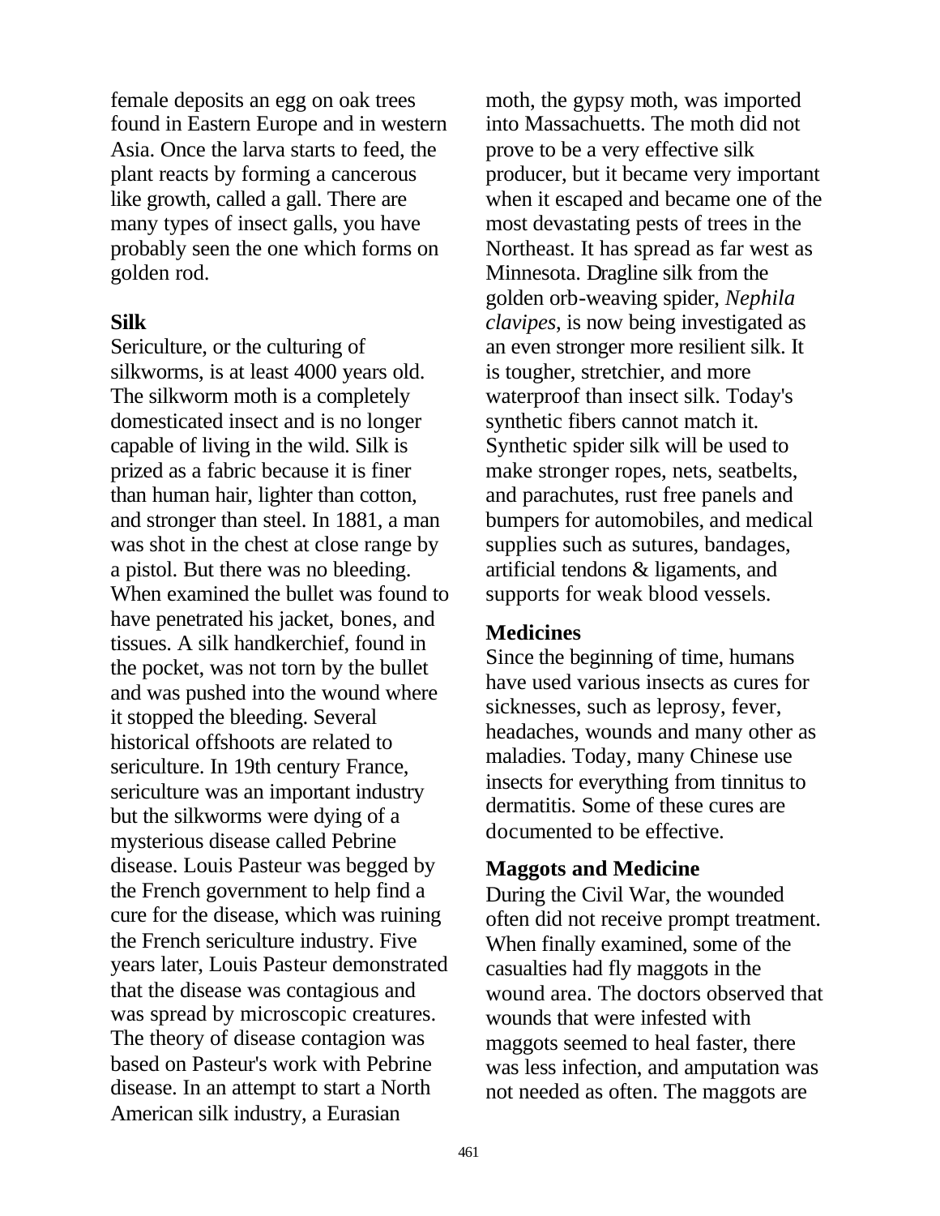female deposits an egg on oak trees found in Eastern Europe and in western Asia. Once the larva starts to feed, the plant reacts by forming a cancerous like growth, called a gall. There are many types of insect galls, you have probably seen the one which forms on golden rod.

**Silk**

Sericulture, or the culturing of silkworms, is at least 4000 years old. The silkworm moth is a completely domesticated insect and is no longer capable of living in the wild. Silk is prized as a fabric because it is finer than human hair, lighter than cotton, and stronger than steel. In 1881, a man was shot in the chest at close range by a pistol. But there was no bleeding. When examined the bullet was found to have penetrated his jacket, bones, and tissues. A silk handkerchief, found in the pocket, was not torn by the bullet and was pushed into the wound where it stopped the bleeding. Several historical offshoots are related to sericulture. In 19th century France, sericulture was an important industry but the silkworms were dying of a mysterious disease called Pebrine disease. Louis Pasteur was begged by the French government to help find a cure for the disease, which was ruining the French sericulture industry. Five years later, Louis Pasteur demonstrated that the disease was contagious and was spread by microscopic creatures. The theory of disease contagion was based on Pasteur's work with Pebrine disease. In an attempt to start a North American silk industry, a Eurasian moth, the gypsy moth, was imported into Massachuetts. The moth did not prove to be a very effective silk producer, but it became very important when it escaped and became one of the most devastating pests of trees in the Northeast. It has spread as far west as Minnesota. Dragline silk from the golden orb-weaving spider, *Nephila clavipes*, is now being investigated as an even stronger more resilient silk. It is tougher, stretchier, and more waterproof than insect silk. Today's synthetic fibers cannot match it. Synthetic spider silk will be used to make stronger ropes, nets, seatbelts, and parachutes, rust free panels and bumpers for automobiles, and medical supplies such as sutures, bandages, artificial tendons & ligaments, and supports for weak blood vessels.

**Medicines**

Since the beginning of time, humans have used various insects as cures for sicknesses, such as leprosy, fever, headaches, wounds and many other as maladies. Today, many Chinese use insects for everything from tinnitus to dermatitis. Some of these cures are documented to be effective.

**Maggots and Medicine**

During the Civil War, the wounded often did not receive prompt treatment. When finally examined, some of the casualties had fly maggots in the wound area. The doctors observed that wounds that were infested with maggots seemed to heal faster, there was less infection, and amputation was not needed as often. The maggots are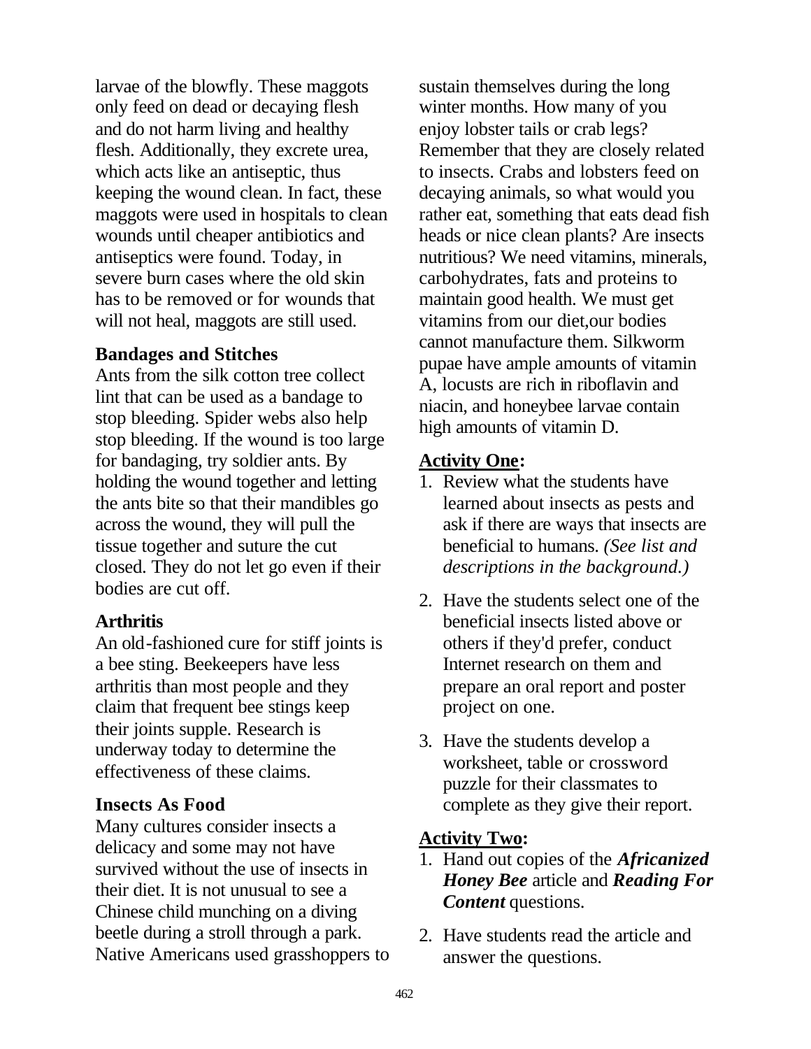larvae of the blowfly. These maggots only feed on dead or decaying flesh and do not harm living and healthy flesh. Additionally, they excrete urea, which acts like an antiseptic, thus keeping the wound clean. In fact, these maggots were used in hospitals to clean wounds until cheaper antibiotics and antiseptics were found. Today, in severe burn cases where the old skin has to be removed or for wounds that will not heal, maggots are still used.

### Bandages and Stitches

Ants from the silk cotton tree collect lint that can be used as a bandage to stop bleeding. Spider webs also help stop bleeding. If the wound is too large for bandaging, try soldier ants. By holding the wound together and letting the ants bite so that their mandibles go across the wound, they will pull the tissue together and suture the cut closed. They do not let go even if their bodies are cut off.

### Arthritis

An old-fashioned cure for stiff joints is a bee sting. Beekeepers have less arthritis than most people and they claim that frequent bee stings keep their joints supple. Research is underway today to determine the effectiveness of these claims.

### Insects As Food

Many cultures consider insects a delicacy and some may not have survived without the use of insects in their diet. It is not unusual to see a Chinese child munching on a diving beetle during a stroll through a park. Native Americans used grasshoppers to sustain themselves during the long winter months. How many of you enjoy lobster tails or crab legs? Remember that they are closely related to insects. Crabs and lobsters feed on decaying animals, so what would you rather eat, something that eats dead fish heads or nice clean plants? Are insects nutritious? We need vitamins, minerals, carbohydrates, fats and proteins to maintain good health. We must get vitamins from our diet,our bodies cannot manufacture them. Silkworm pupae have ample amounts of vitamin A, locusts are rich in riboflavin and niacin, and honeybee larvae contain high amounts of vitamin D.

**<u>Activity One</u>:**

1. Review what the students have learned about insects as pests and ask if there are ways that insects are beneficial to humans. *(See list and descriptions in the background.)*

2. Have the students select one of the beneficial insects listed above or others if they'd prefer, conduct Internet research on them and prepare an oral report and poster project on one.

3. Have the students develop a worksheet, table or crossword puzzle for their classmates to complete as they give their report.

**<u>Activity Two</u>:**

1. Hand out copies of the ***Africanized Honey Bee*** article and ***Reading For Content*** questions.

2. Have students read the article and answer the questions.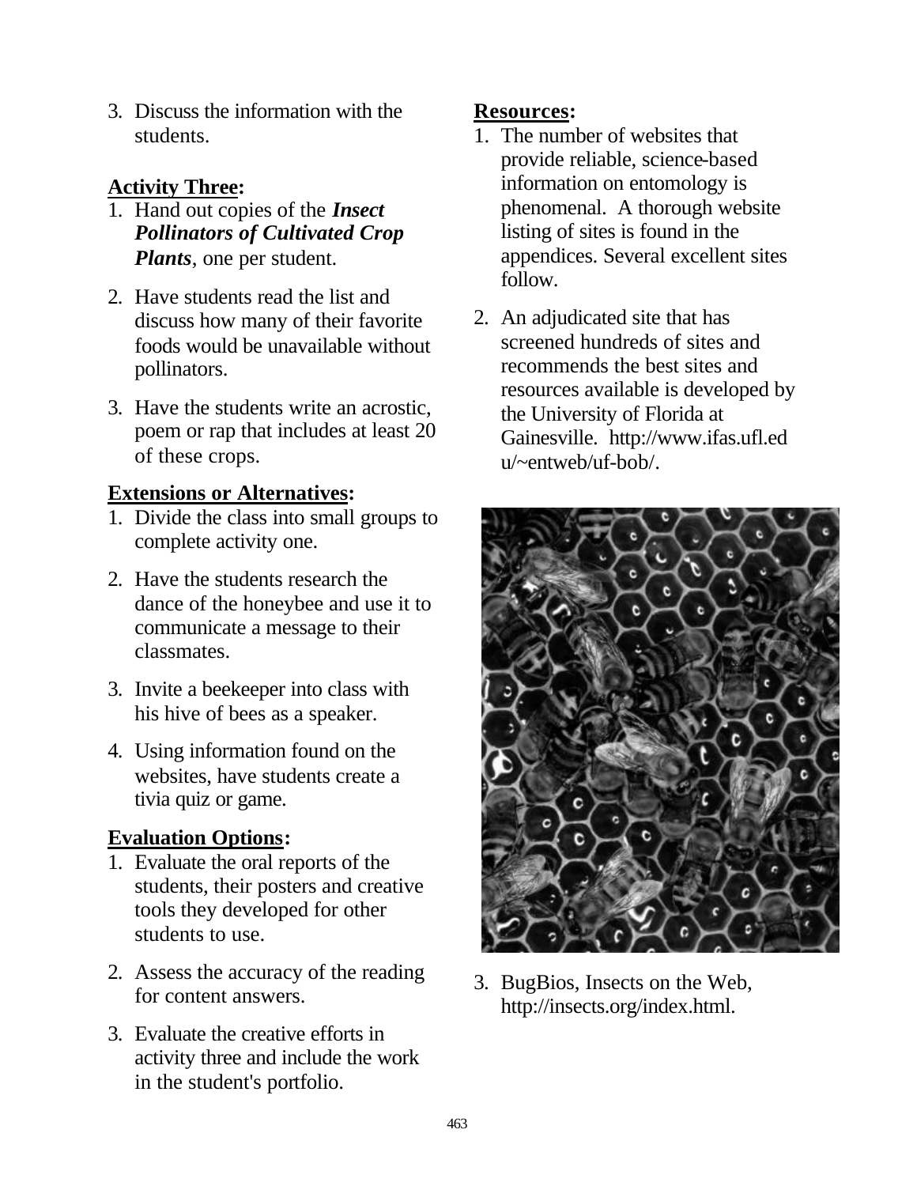3. Discuss the information with the students.

**Activity Three:**

1. Hand out copies of the ***Insect Pollinators of Cultivated Crop Plants***, one per student.
2. Have students read the list and discuss how many of their favorite foods would be unavailable without pollinators.
3. Have the students write an acrostic, poem or rap that includes at least 20 of these crops.

**Extensions or Alternatives:**

1. Divide the class into small groups to complete activity one.
2. Have the students research the dance of the honeybee and use it to communicate a message to their classmates.
3. Invite a beekeeper into class with his hive of bees as a speaker.
4. Using information found on the websites, have students create a tivia quiz or game.

**Evaluation Options:**

1. Evaluate the oral reports of the students, their posters and creative tools they developed for other students to use.
2. Assess the accuracy of the reading for content answers.
3. Evaluate the creative efforts in activity three and include the work in the student's portfolio.

**Resources:**

1. The number of websites that provide reliable, science-based information on entomology is phenomenal. A thorough website listing of sites is found in the appendices. Several excellent sites follow.
2. An adjudicated site that has screened hundreds of sites and recommends the best sites and resources available is developed by the University of Florida at Gainesville. http://www.ifas.ufl.edu/~entweb/uf-bob/.
3. BugBios, Insects on the Web, http://insects.org/index.html.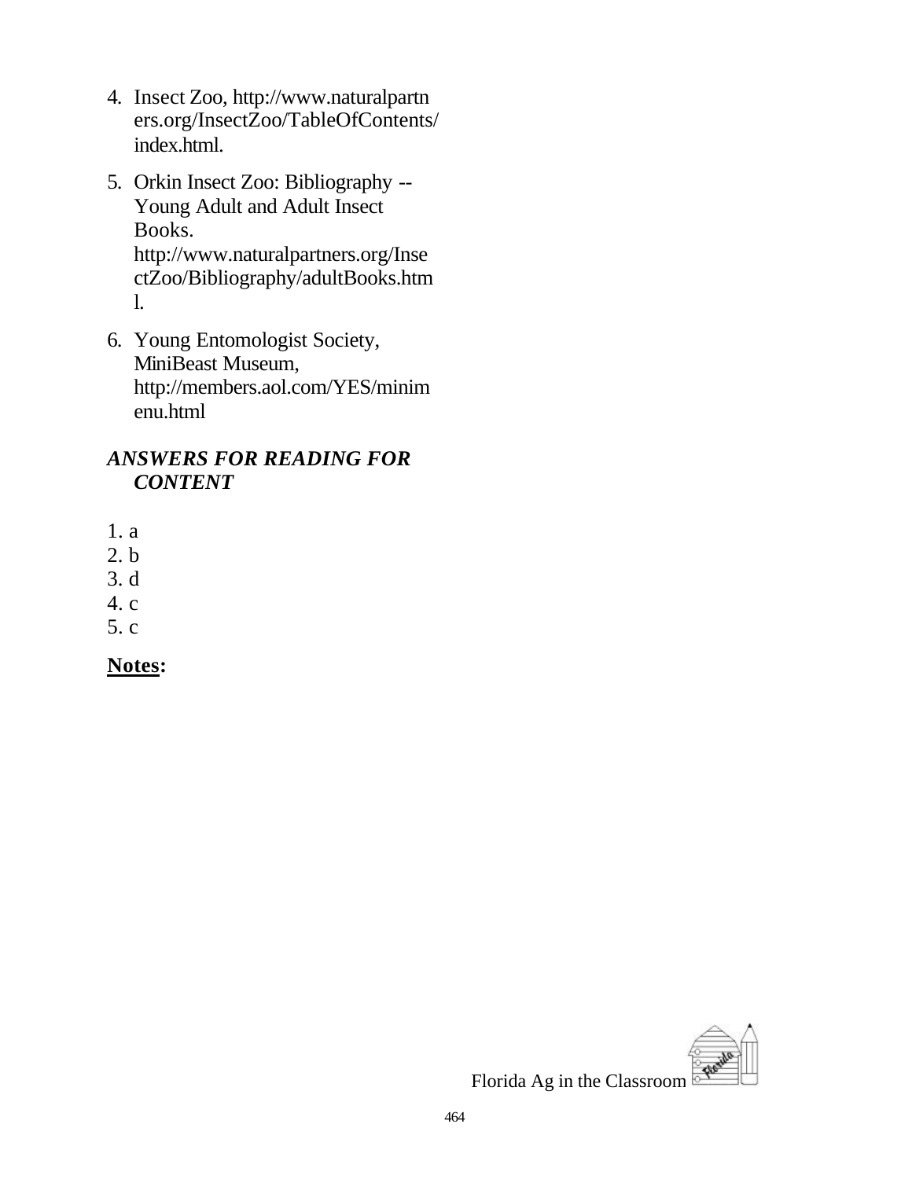4. Insect Zoo, http://www.naturalpartners.org/InsectZoo/TableOfContents/index.html.

5. Orkin Insect Zoo: Bibliography -- Young Adult and Adult Insect Books. http://www.naturalpartners.org/InsectZoo/Bibliography/adultBooks.html.

6. Young Entomologist Society, MiniBeast Museum, http://members.aol.com/YES/minimenu.html

***ANSWERS FOR READING FOR CONTENT***

1. a
2. b
3. d
4. c
5. c

**Notes:**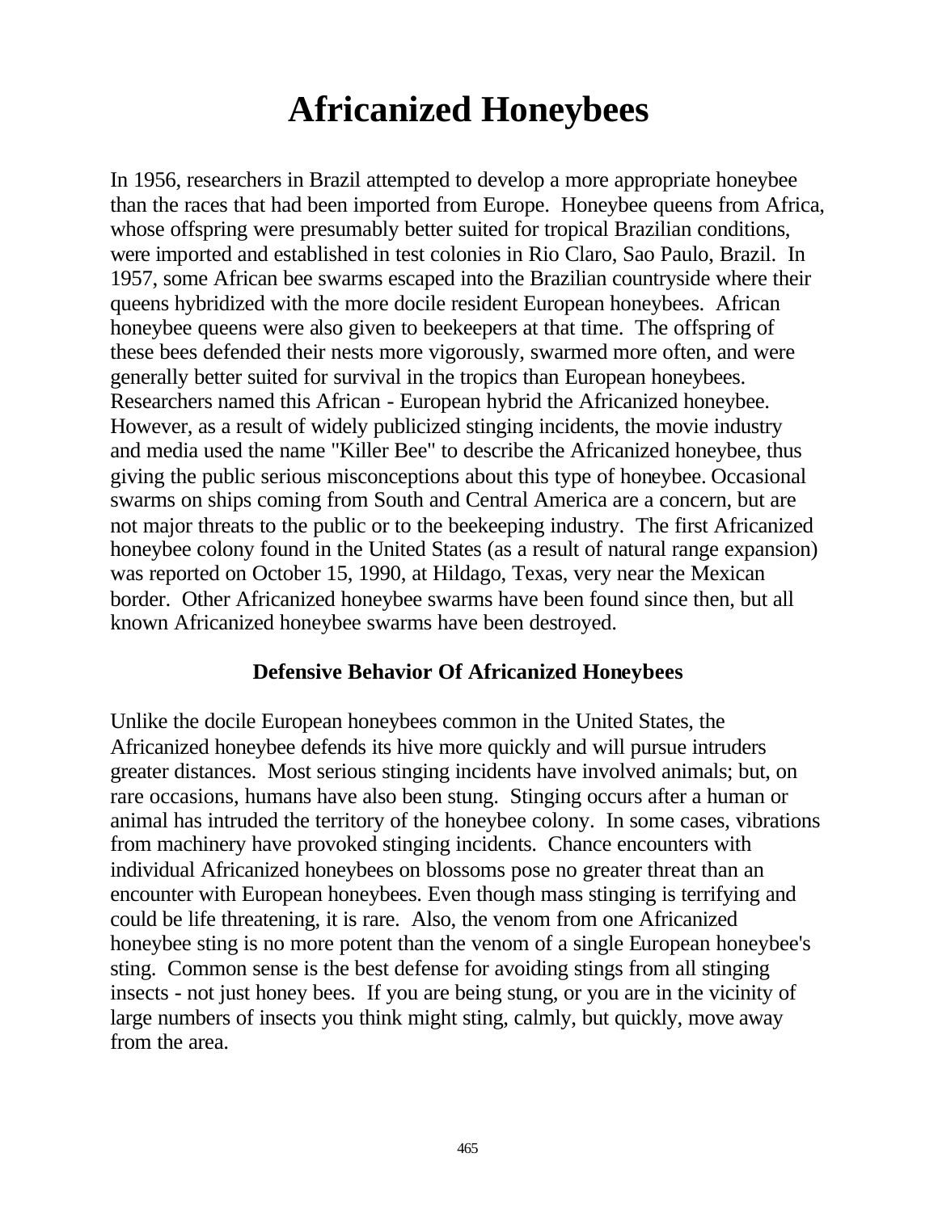# Africanized Honeybees

In 1956, researchers in Brazil attempted to develop a more appropriate honeybee than the races that had been imported from Europe. Honeybee queens from Africa, whose offspring were presumably better suited for tropical Brazilian conditions, were imported and established in test colonies in Rio Claro, Sao Paulo, Brazil. In 1957, some African bee swarms escaped into the Brazilian countryside where their queens hybridized with the more docile resident European honeybees. African honeybee queens were also given to beekeepers at that time. The offspring of these bees defended their nests more vigorously, swarmed more often, and were generally better suited for survival in the tropics than European honeybees. Researchers named this African - European hybrid the Africanized honeybee. However, as a result of widely publicized stinging incidents, the movie industry and media used the name "Killer Bee" to describe the Africanized honeybee, thus giving the public serious misconceptions about this type of honeybee. Occasional swarms on ships coming from South and Central America are a concern, but are not major threats to the public or to the beekeeping industry. The first Africanized honeybee colony found in the United States (as a result of natural range expansion) was reported on October 15, 1990, at Hildago, Texas, very near the Mexican border. Other Africanized honeybee swarms have been found since then, but all known Africanized honeybee swarms have been destroyed.

## Defensive Behavior Of Africanized Honeybees

Unlike the docile European honeybees common in the United States, the Africanized honeybee defends its hive more quickly and will pursue intruders greater distances. Most serious stinging incidents have involved animals; but, on rare occasions, humans have also been stung. Stinging occurs after a human or animal has intruded the territory of the honeybee colony. In some cases, vibrations from machinery have provoked stinging incidents. Chance encounters with individual Africanized honeybees on blossoms pose no greater threat than an encounter with European honeybees. Even though mass stinging is terrifying and could be life threatening, it is rare. Also, the venom from one Africanized honeybee sting is no more potent than the venom of a single European honeybee's sting. Common sense is the best defense for avoiding stings from all stinging insects - not just honey bees. If you are being stung, or you are in the vicinity of large numbers of insects you think might sting, calmly, but quickly, move away from the area.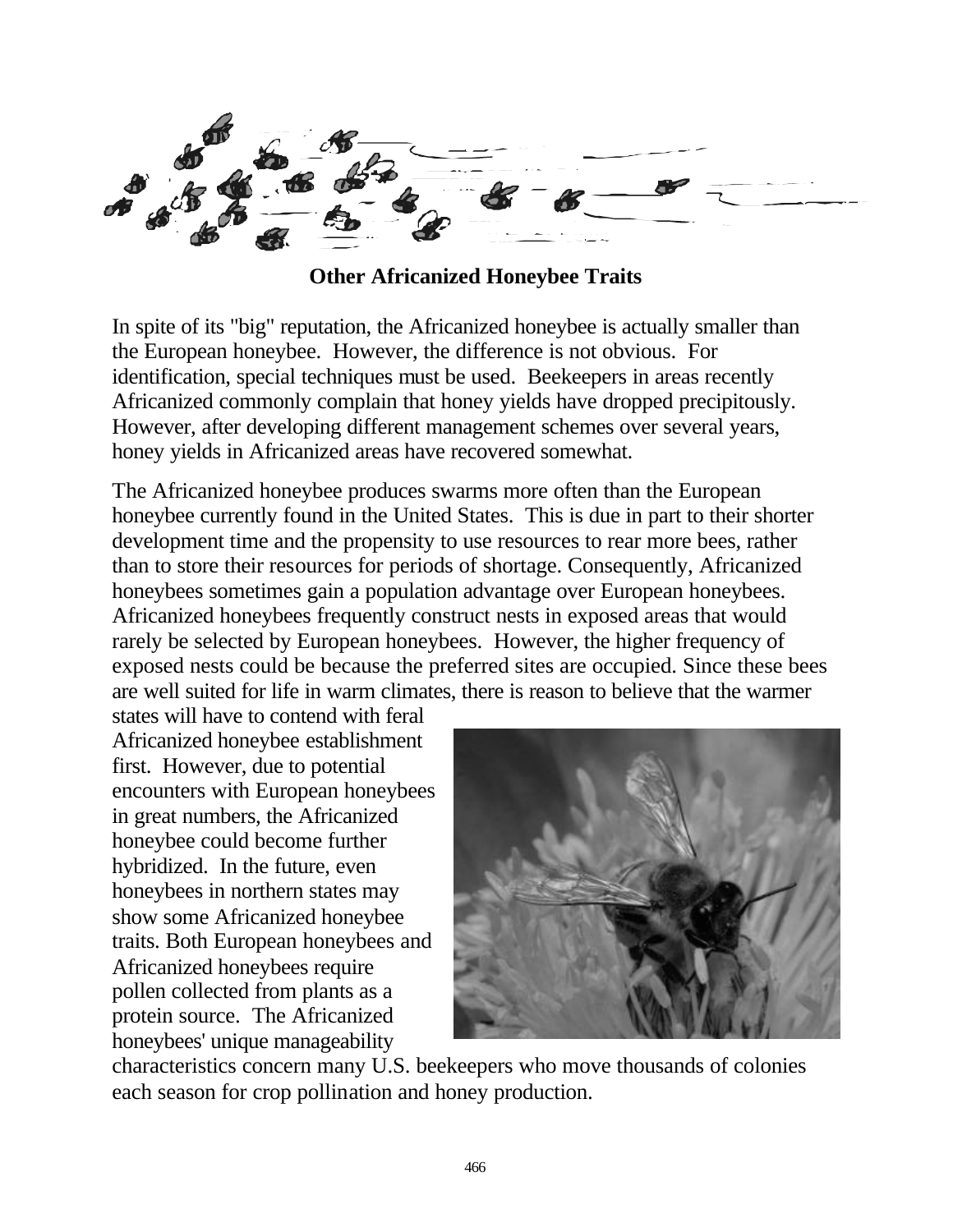## Other Africanized Honeybee Traits

In spite of its "big" reputation, the Africanized honeybee is actually smaller than the European honeybee. However, the difference is not obvious. For identification, special techniques must be used. Beekeepers in areas recently Africanized commonly complain that honey yields have dropped precipitously. However, after developing different management schemes over several years, honey yields in Africanized areas have recovered somewhat.

The Africanized honeybee produces swarms more often than the European honeybee currently found in the United States. This is due in part to their shorter development time and the propensity to use resources to rear more bees, rather than to store their resources for periods of shortage. Consequently, Africanized honeybees sometimes gain a population advantage over European honeybees. Africanized honeybees frequently construct nests in exposed areas that would rarely be selected by European honeybees. However, the higher frequency of exposed nests could be because the preferred sites are occupied. Since these bees are well suited for life in warm climates, there is reason to believe that the warmer states will have to contend with feral Africanized honeybee establishment first. However, due to potential encounters with European honeybees in great numbers, the Africanized honeybee could become further hybridized. In the future, even honeybees in northern states may show some Africanized honeybee traits. Both European honeybees and Africanized honeybees require pollen collected from plants as a protein source. The Africanized honeybees' unique manageability characteristics concern many U.S. beekeepers who move thousands of colonies each season for crop pollination and honey production.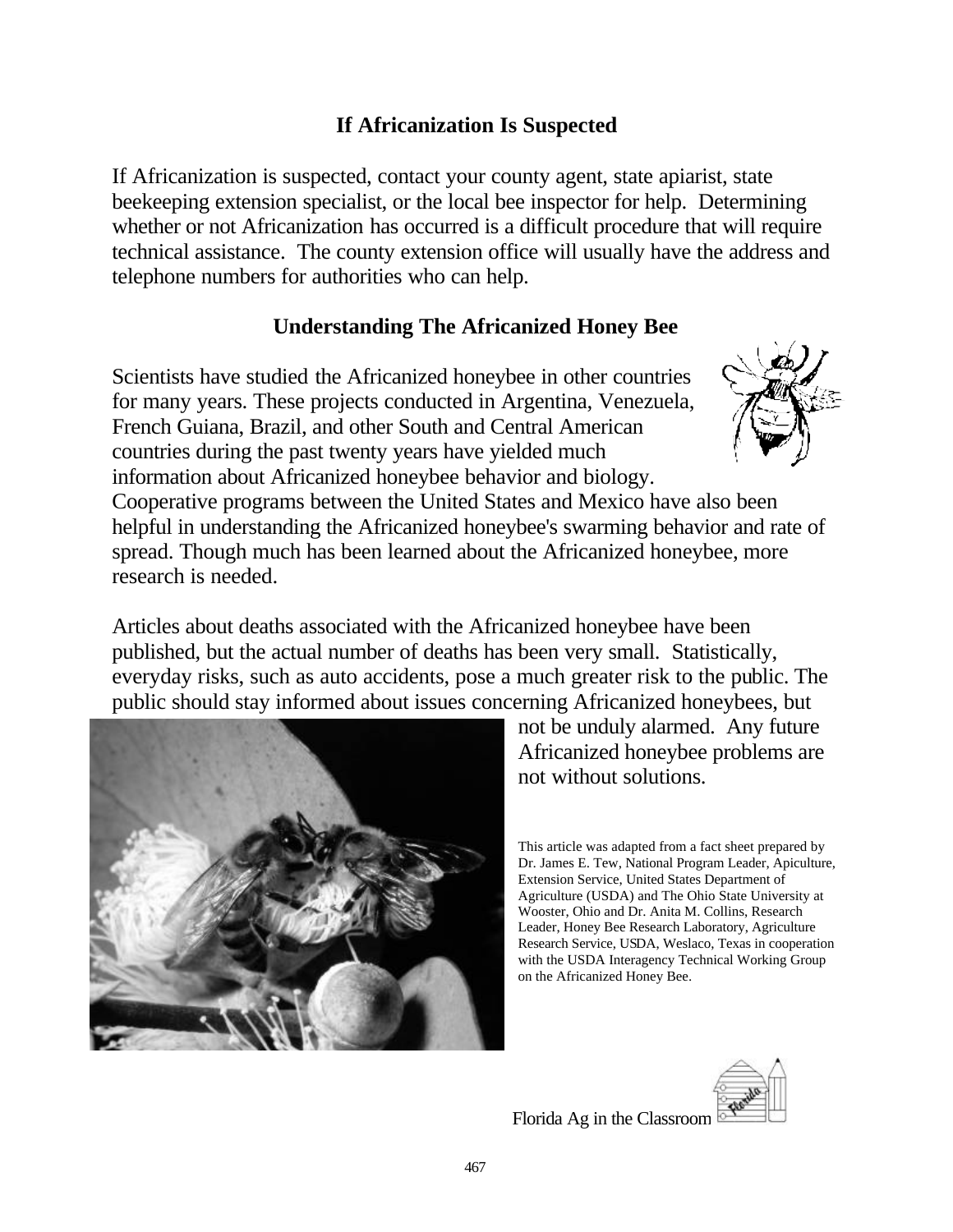## If Africanization Is Suspected

If Africanization is suspected, contact your county agent, state apiarist, state beekeeping extension specialist, or the local bee inspector for help. Determining whether or not Africanization has occurred is a difficult procedure that will require technical assistance. The county extension office will usually have the address and telephone numbers for authorities who can help.

## Understanding The Africanized Honey Bee

Scientists have studied the Africanized honeybee in other countries for many years. These projects conducted in Argentina, Venezuela, French Guiana, Brazil, and other South and Central American countries during the past twenty years have yielded much information about Africanized honeybee behavior and biology. Cooperative programs between the United States and Mexico have also been helpful in understanding the Africanized honeybee's swarming behavior and rate of spread. Though much has been learned about the Africanized honeybee, more research is needed.

Articles about deaths associated with the Africanized honeybee have been published, but the actual number of deaths has been very small. Statistically, everyday risks, such as auto accidents, pose a much greater risk to the public. The public should stay informed about issues concerning Africanized honeybees, but not be unduly alarmed. Any future Africanized honeybee problems are not without solutions.

This article was adapted from a fact sheet prepared by Dr. James E. Tew, National Program Leader, Apiculture, Extension Service, United States Department of Agriculture (USDA) and The Ohio State University at Wooster, Ohio and Dr. Anita M. Collins, Research Leader, Honey Bee Research Laboratory, Agriculture Research Service, USDA, Weslaco, Texas in cooperation with the USDA Interagency Technical Working Group on the Africanized Honey Bee.

Florida Ag in the Classroom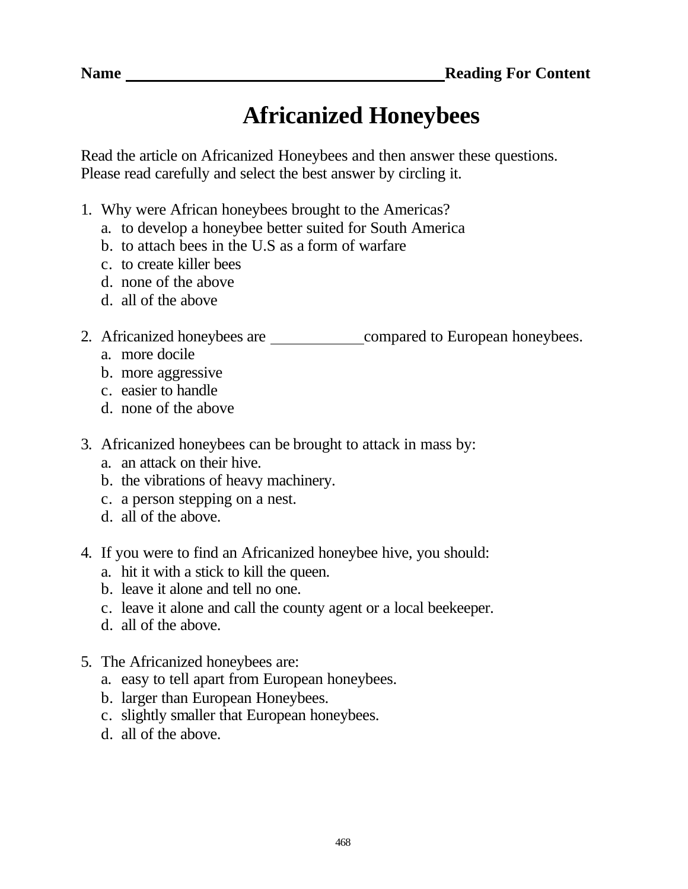**Name** ______________________________ **Reading For Content**

# Africanized Honeybees

Read the article on Africanized Honeybees and then answer these questions. Please read carefully and select the best answer by circling it.

1. Why were African honeybees brought to the Americas?
   a. to develop a honeybee better suited for South America
   b. to attach bees in the U.S as a form of warfare
   c. to create killer bees
   d. none of the above
   d. all of the above

2. Africanized honeybees are ____________ compared to European honeybees.
   a. more docile
   b. more aggressive
   c. easier to handle
   d. none of the above

3. Africanized honeybees can be brought to attack in mass by:
   a. an attack on their hive.
   b. the vibrations of heavy machinery.
   c. a person stepping on a nest.
   d. all of the above.

4. If you were to find an Africanized honeybee hive, you should:
   a. hit it with a stick to kill the queen.
   b. leave it alone and tell no one.
   c. leave it alone and call the county agent or a local beekeeper.
   d. all of the above.

5. The Africanized honeybees are:
   a. easy to tell apart from European honeybees.
   b. larger than European Honeybees.
   c. slightly smaller that European honeybees.
   d. all of the above.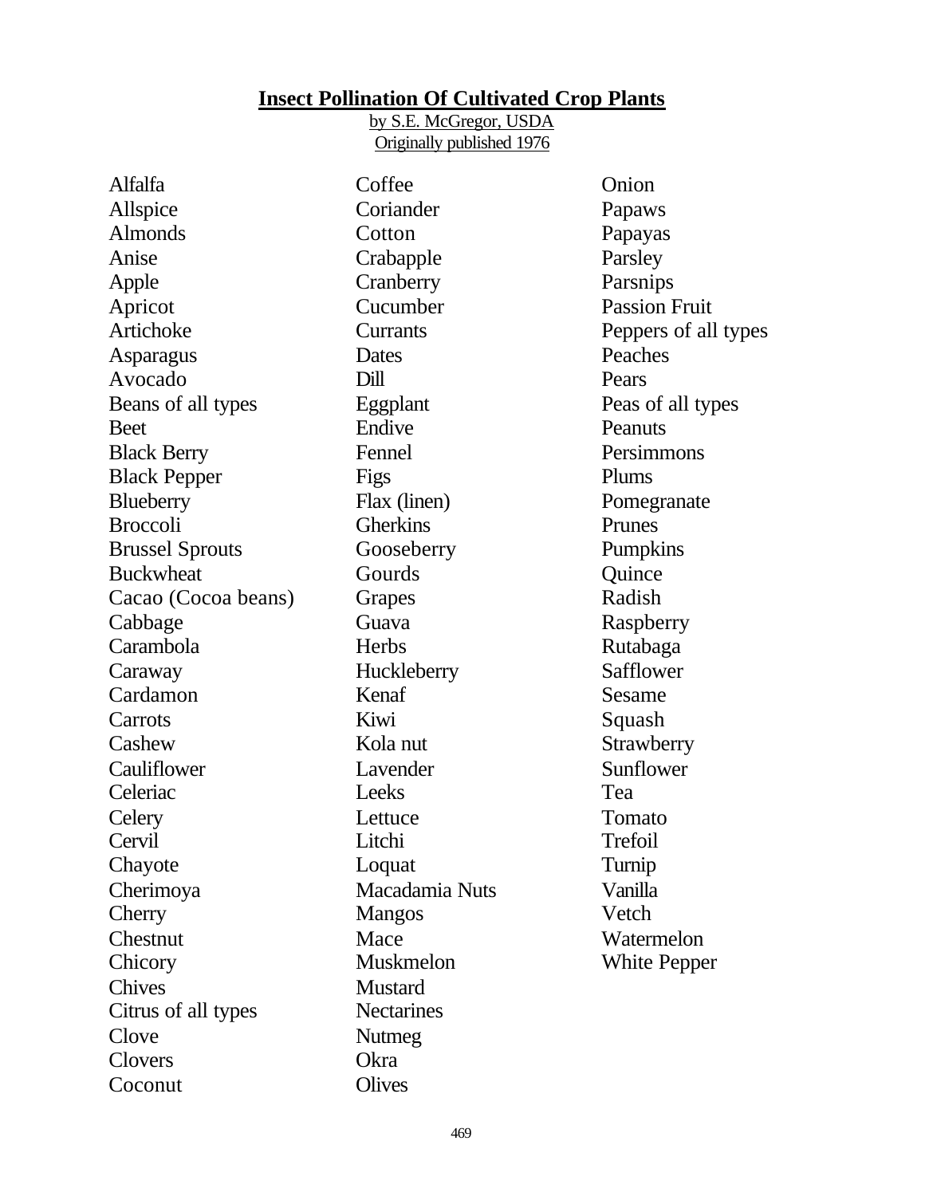# Insect Pollination Of Cultivated Crop Plants

by S.E. McGregor, USDA
Originally published 1976

Alfalfa
Allspice
Almonds
Anise
Apple
Apricot
Artichoke
Asparagus
Avocado
Beans of all types
Beet
Black Berry
Black Pepper
Blueberry
Broccoli
Brussel Sprouts
Buckwheat
Cacao (Cocoa beans)
Cabbage
Carambola
Caraway
Cardamon
Carrots
Cashew
Cauliflower
Celeriac
Celery
Cervil
Chayote
Cherimoya
Cherry
Chestnut
Chicory
Chives
Citrus of all types
Clove
Clovers
Coconut
Coffee
Coriander
Cotton
Crabapple
Cranberry
Cucumber
Currants
Dates
Dill
Eggplant
Endive
Fennel
Figs
Flax (linen)
Gherkins
Gooseberry
Gourds
Grapes
Guava
Herbs
Huckleberry
Kenaf
Kiwi
Kola nut
Lavender
Leeks
Lettuce
Litchi
Loquat
Macadamia Nuts
Mangos
Mace
Muskmelon
Mustard
Nectarines
Nutmeg
Okra
Olives
Onion
Papaws
Papayas
Parsley
Parsnips
Passion Fruit
Peppers of all types
Peaches
Pears
Peas of all types
Peanuts
Persimmons
Plums
Pomegranate
Prunes
Pumpkins
Quince
Radish
Raspberry
Rutabaga
Safflower
Sesame
Squash
Strawberry
Sunflower
Tea
Tomato
Trefoil
Turnip
Vanilla
Vetch
Watermelon
White Pepper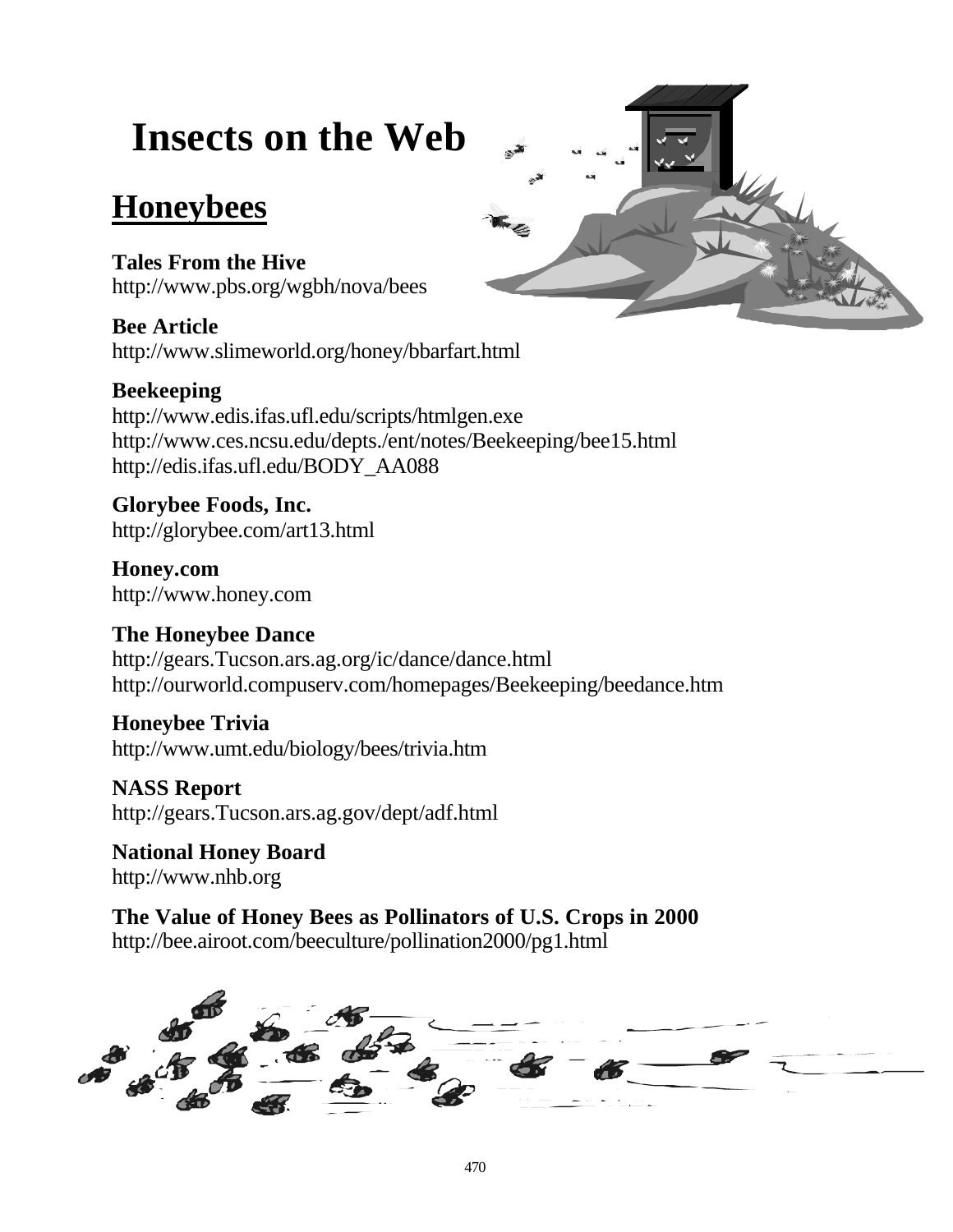# Insects on the Web

## Honeybees

**Tales From the Hive**
http://www.pbs.org/wgbh/nova/bees

**Bee Article**
http://www.slimeworld.org/honey/bbarfart.html

**Beekeeping**
http://www.edis.ifas.ufl.edu/scripts/htmlgen.exe
http://www.ces.ncsu.edu/depts./ent/notes/Beekeeping/bee15.html
http://edis.ifas.ufl.edu/BODY_AA088

**Glorybee Foods, Inc.**
http://glorybee.com/art13.html

**Honey.com**
http://www.honey.com

**The Honeybee Dance**
http://gears.Tucson.ars.ag.org/ic/dance/dance.html
http://ourworld.compuserv.com/homepages/Beekeeping/beedance.htm

**Honeybee Trivia**
http://www.umt.edu/biology/bees/trivia.htm

**NASS Report**
http://gears.Tucson.ars.ag.gov/dept/adf.html

**National Honey Board**
http://www.nhb.org

**The Value of Honey Bees as Pollinators of U.S. Crops in 2000**
http://bee.airoot.com/beeculture/pollination2000/pg1.html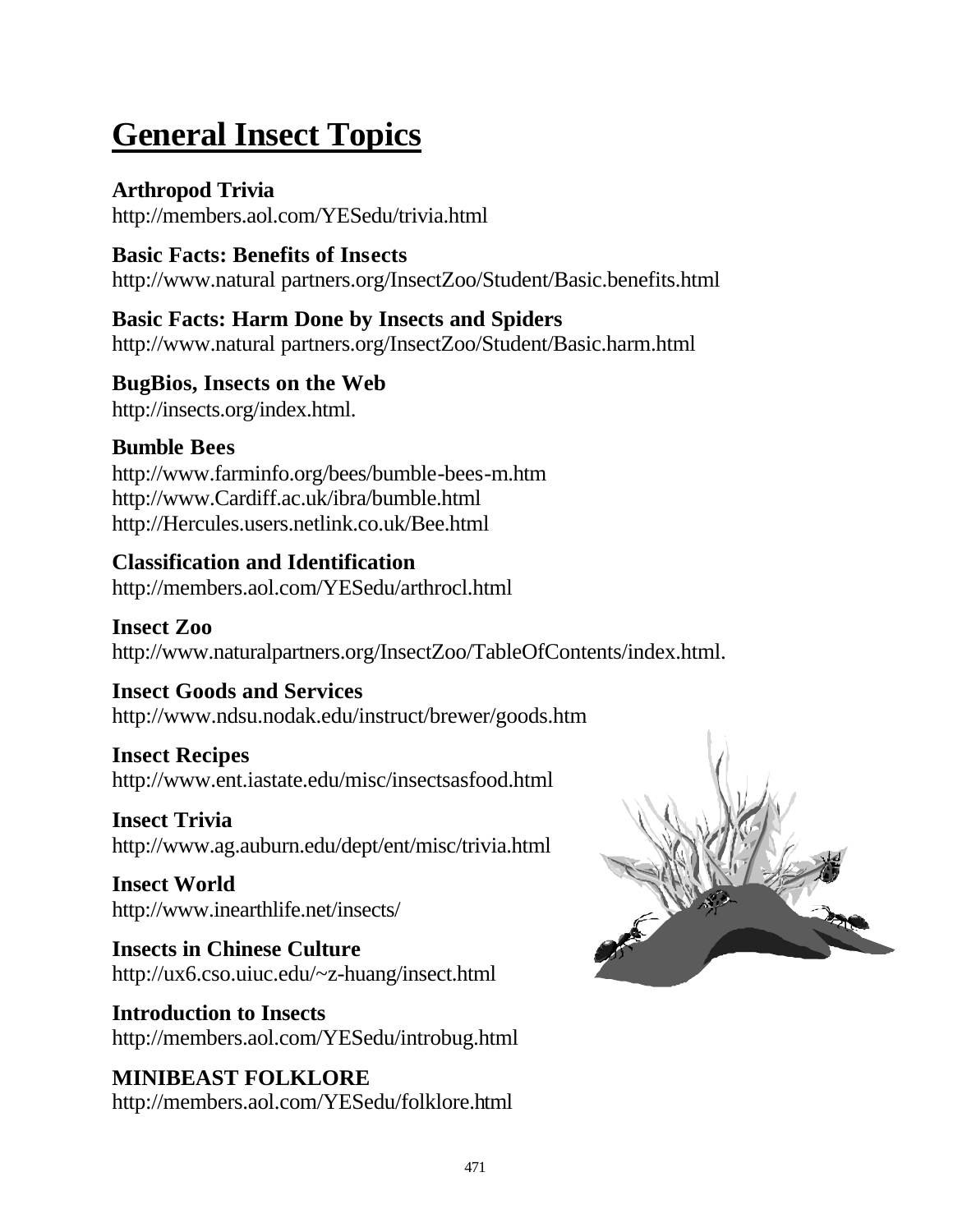# General Insect Topics

**Arthropod Trivia**
http://members.aol.com/YESedu/trivia.html

**Basic Facts: Benefits of Insects**
http://www.natural partners.org/InsectZoo/Student/Basic.benefits.html

**Basic Facts: Harm Done by Insects and Spiders**
http://www.natural partners.org/InsectZoo/Student/Basic.harm.html

**BugBios, Insects on the Web**
http://insects.org/index.html.

**Bumble Bees**
http://www.farminfo.org/bees/bumble-bees-m.htm
http://www.Cardiff.ac.uk/ibra/bumble.html
http://Hercules.users.netlink.co.uk/Bee.html

**Classification and Identification**
http://members.aol.com/YESedu/arthrocl.html

**Insect Zoo**
http://www.naturalpartners.org/InsectZoo/TableOfContents/index.html.

**Insect Goods and Services**
http://www.ndsu.nodak.edu/instruct/brewer/goods.htm

**Insect Recipes**
http://www.ent.iastate.edu/misc/insectsasfood.html

**Insect Trivia**
http://www.ag.auburn.edu/dept/ent/misc/trivia.html

**Insect World**
http://www.inearthlife.net/insects/

**Insects in Chinese Culture**
http://ux6.cso.uiuc.edu/~z-huang/insect.html

**Introduction to Insects**
http://members.aol.com/YESedu/introbug.html

**MINIBEAST FOLKLORE**
http://members.aol.com/YESedu/folklore.html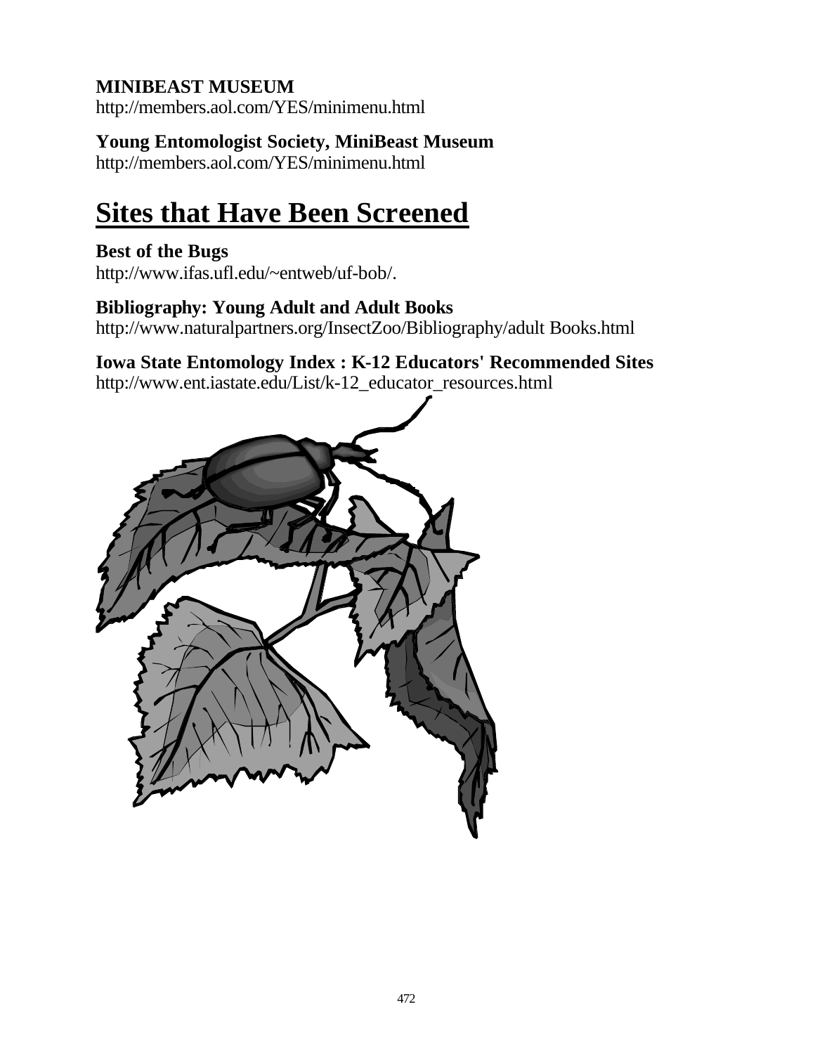**MINIBEAST MUSEUM**
http://members.aol.com/YES/minimenu.html

**Young Entomologist Society, MiniBeast Museum**
http://members.aol.com/YES/minimenu.html

# Sites that Have Been Screened

**Best of the Bugs**
http://www.ifas.ufl.edu/~entweb/uf-bob/.

**Bibliography: Young Adult and Adult Books**
http://www.naturalpartners.org/InsectZoo/Bibliography/adult Books.html

**Iowa State Entomology Index : K-12 Educators' Recommended Sites**
http://www.ent.iastate.edu/List/k-12_educator_resources.html